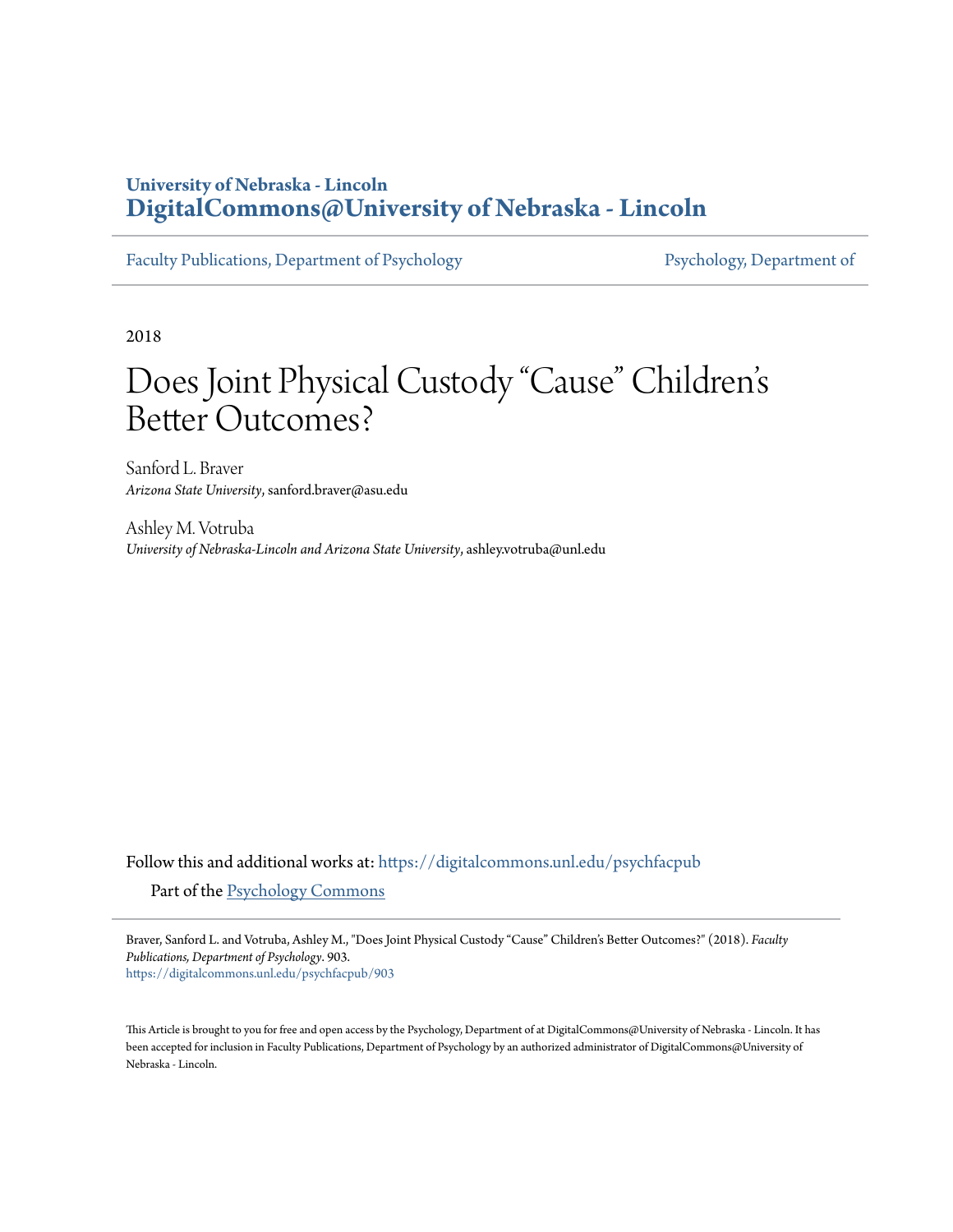University of Nebraska - Lincoln
DigitalCommons@University of Nebraska - Lincoln

Faculty Publications, Department of Psychology | Psychology, Department of

2018

# Does Joint Physical Custody "Cause" Children's Better Outcomes?

Sanford L. Braver
*Arizona State University*, sanford.braver@asu.edu

Ashley M. Votruba
*University of Nebraska-Lincoln and Arizona State University*, ashley.votruba@unl.edu

Follow this and additional works at: https://digitalcommons.unl.edu/psychfacpub

Part of the Psychology Commons

Braver, Sanford L. and Votruba, Ashley M., "Does Joint Physical Custody "Cause" Children's Better Outcomes?" (2018). *Faculty Publications, Department of Psychology*. 903.
https://digitalcommons.unl.edu/psychfacpub/903

This Article is brought to you for free and open access by the Psychology, Department of at DigitalCommons@University of Nebraska - Lincoln. It has been accepted for inclusion in Faculty Publications, Department of Psychology by an authorized administrator of DigitalCommons@University of Nebraska - Lincoln.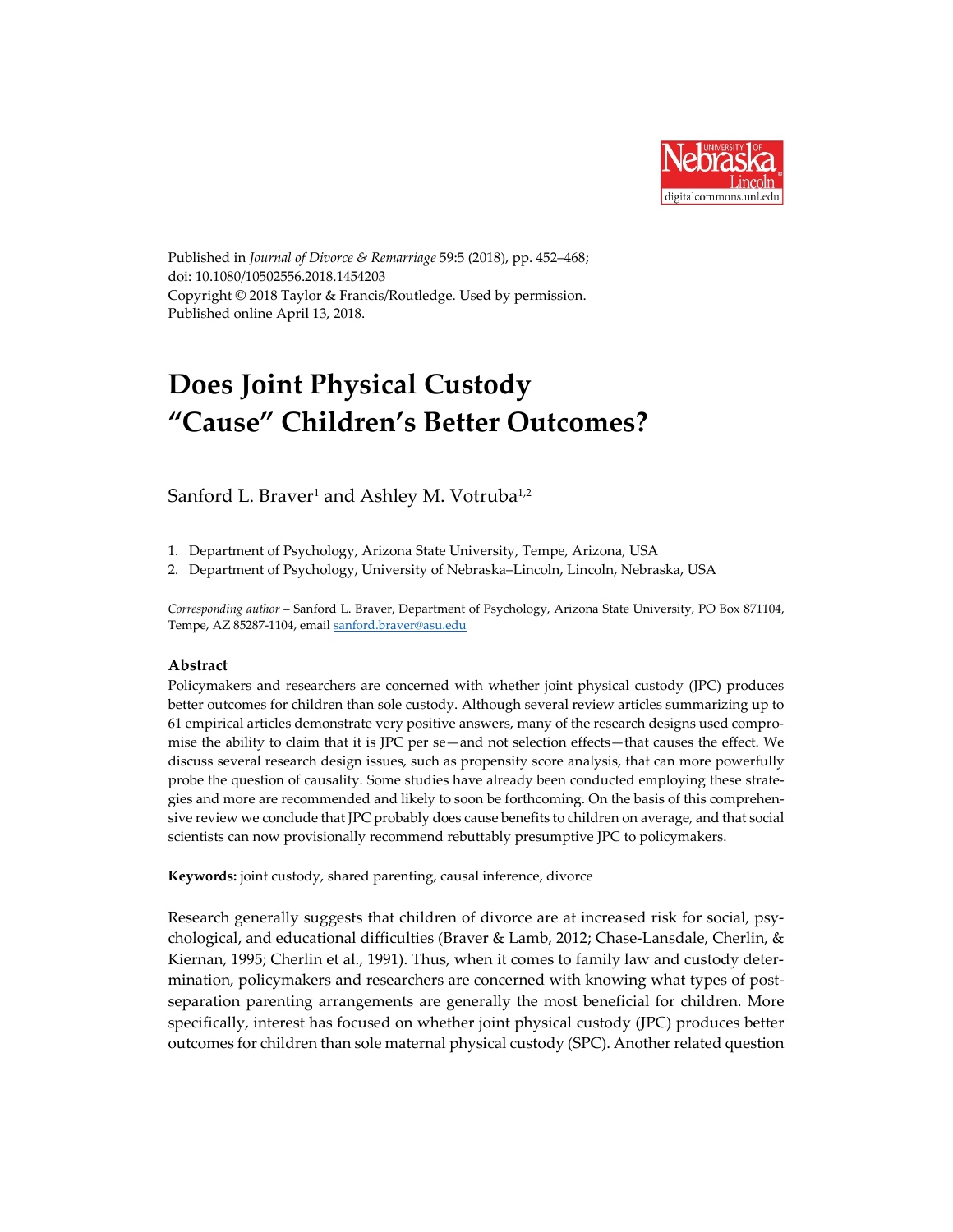Published in *Journal of Divorce & Remarriage* 59:5 (2018), pp. 452–468;
doi: 10.1080/10502556.2018.1454203
Copyright © 2018 Taylor & Francis/Routledge. Used by permission.
Published online April 13, 2018.

# Does Joint Physical Custody "Cause" Children's Better Outcomes?

Sanford L. Braver[1] and Ashley M. Votruba[1,2]

1. Department of Psychology, Arizona State University, Tempe, Arizona, USA
2. Department of Psychology, University of Nebraska–Lincoln, Lincoln, Nebraska, USA

*Corresponding author* – Sanford L. Braver, Department of Psychology, Arizona State University, PO Box 871104, Tempe, AZ 85287-1104, email sanford.braver@asu.edu

### Abstract

Policymakers and researchers are concerned with whether joint physical custody (JPC) produces better outcomes for children than sole custody. Although several review articles summarizing up to 61 empirical articles demonstrate very positive answers, many of the research designs used compromise the ability to claim that it is JPC per se—and not selection effects—that causes the effect. We discuss several research design issues, such as propensity score analysis, that can more powerfully probe the question of causality. Some studies have already been conducted employing these strategies and more are recommended and likely to soon be forthcoming. On the basis of this comprehensive review we conclude that JPC probably does cause benefits to children on average, and that social scientists can now provisionally recommend rebuttably presumptive JPC to policymakers.

**Keywords:** joint custody, shared parenting, causal inference, divorce

Research generally suggests that children of divorce are at increased risk for social, psychological, and educational difficulties (Braver & Lamb, 2012; Chase-Lansdale, Cherlin, & Kiernan, 1995; Cherlin et al., 1991). Thus, when it comes to family law and custody determination, policymakers and researchers are concerned with knowing what types of post-separation parenting arrangements are generally the most beneficial for children. More specifically, interest has focused on whether joint physical custody (JPC) produces better outcomes for children than sole maternal physical custody (SPC). Another related question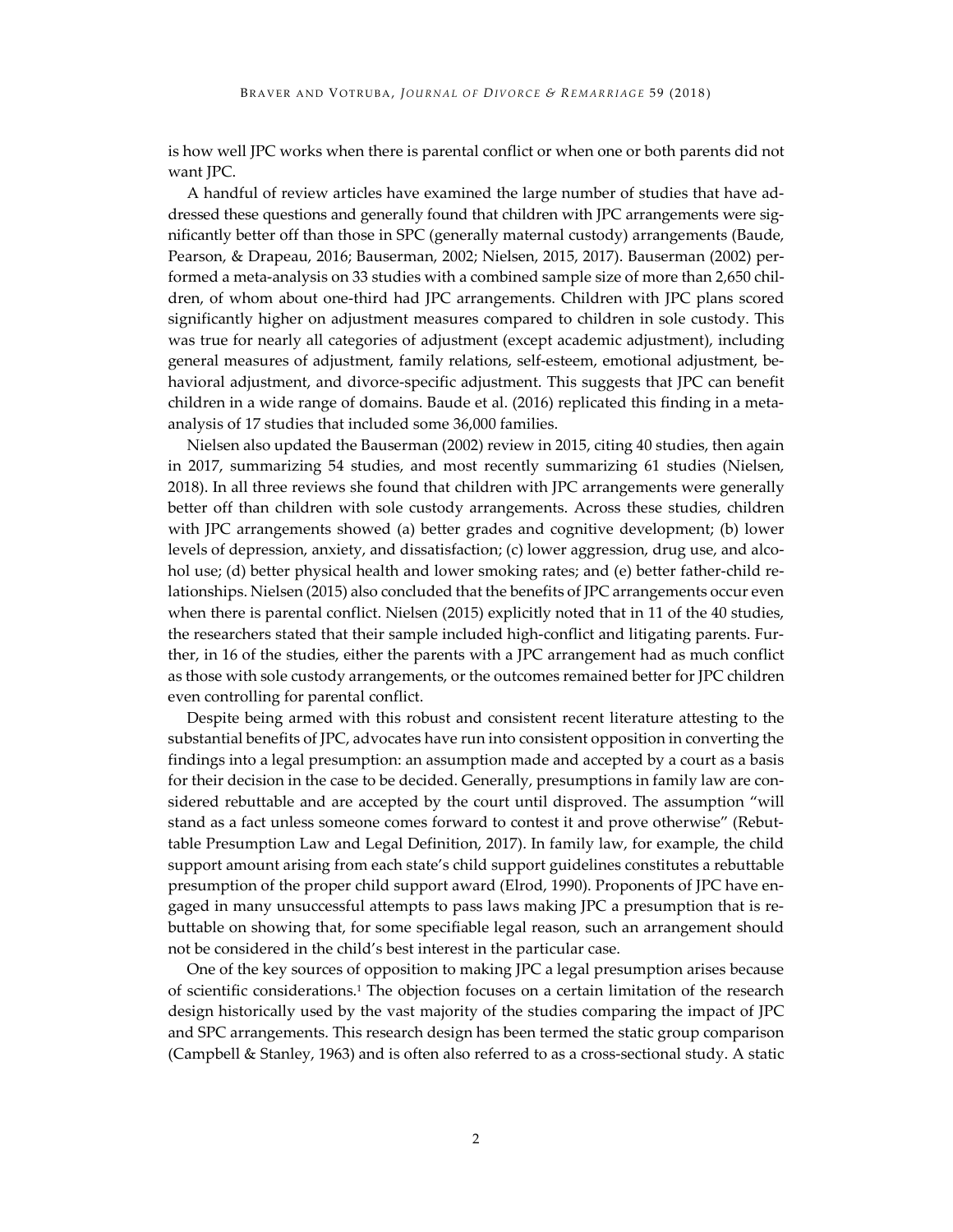is how well JPC works when there is parental conflict or when one or both parents did not want JPC.

A handful of review articles have examined the large number of studies that have addressed these questions and generally found that children with JPC arrangements were significantly better off than those in SPC (generally maternal custody) arrangements (Baude, Pearson, & Drapeau, 2016; Bauserman, 2002; Nielsen, 2015, 2017). Bauserman (2002) performed a meta-analysis on 33 studies with a combined sample size of more than 2,650 children, of whom about one-third had JPC arrangements. Children with JPC plans scored significantly higher on adjustment measures compared to children in sole custody. This was true for nearly all categories of adjustment (except academic adjustment), including general measures of adjustment, family relations, self-esteem, emotional adjustment, behavioral adjustment, and divorce-specific adjustment. This suggests that JPC can benefit children in a wide range of domains. Baude et al. (2016) replicated this finding in a meta-analysis of 17 studies that included some 36,000 families.

Nielsen also updated the Bauserman (2002) review in 2015, citing 40 studies, then again in 2017, summarizing 54 studies, and most recently summarizing 61 studies (Nielsen, 2018). In all three reviews she found that children with JPC arrangements were generally better off than children with sole custody arrangements. Across these studies, children with JPC arrangements showed (a) better grades and cognitive development; (b) lower levels of depression, anxiety, and dissatisfaction; (c) lower aggression, drug use, and alcohol use; (d) better physical health and lower smoking rates; and (e) better father-child relationships. Nielsen (2015) also concluded that the benefits of JPC arrangements occur even when there is parental conflict. Nielsen (2015) explicitly noted that in 11 of the 40 studies, the researchers stated that their sample included high-conflict and litigating parents. Further, in 16 of the studies, either the parents with a JPC arrangement had as much conflict as those with sole custody arrangements, or the outcomes remained better for JPC children even controlling for parental conflict.

Despite being armed with this robust and consistent recent literature attesting to the substantial benefits of JPC, advocates have run into consistent opposition in converting the findings into a legal presumption: an assumption made and accepted by a court as a basis for their decision in the case to be decided. Generally, presumptions in family law are considered rebuttable and are accepted by the court until disproved. The assumption "will stand as a fact unless someone comes forward to contest it and prove otherwise" (Rebuttable Presumption Law and Legal Definition, 2017). In family law, for example, the child support amount arising from each state's child support guidelines constitutes a rebuttable presumption of the proper child support award (Elrod, 1990). Proponents of JPC have engaged in many unsuccessful attempts to pass laws making JPC a presumption that is rebuttable on showing that, for some specifiable legal reason, such an arrangement should not be considered in the child's best interest in the particular case.

One of the key sources of opposition to making JPC a legal presumption arises because of scientific considerations.[1] The objection focuses on a certain limitation of the research design historically used by the vast majority of the studies comparing the impact of JPC and SPC arrangements. This research design has been termed the static group comparison (Campbell & Stanley, 1963) and is often also referred to as a cross-sectional study. A static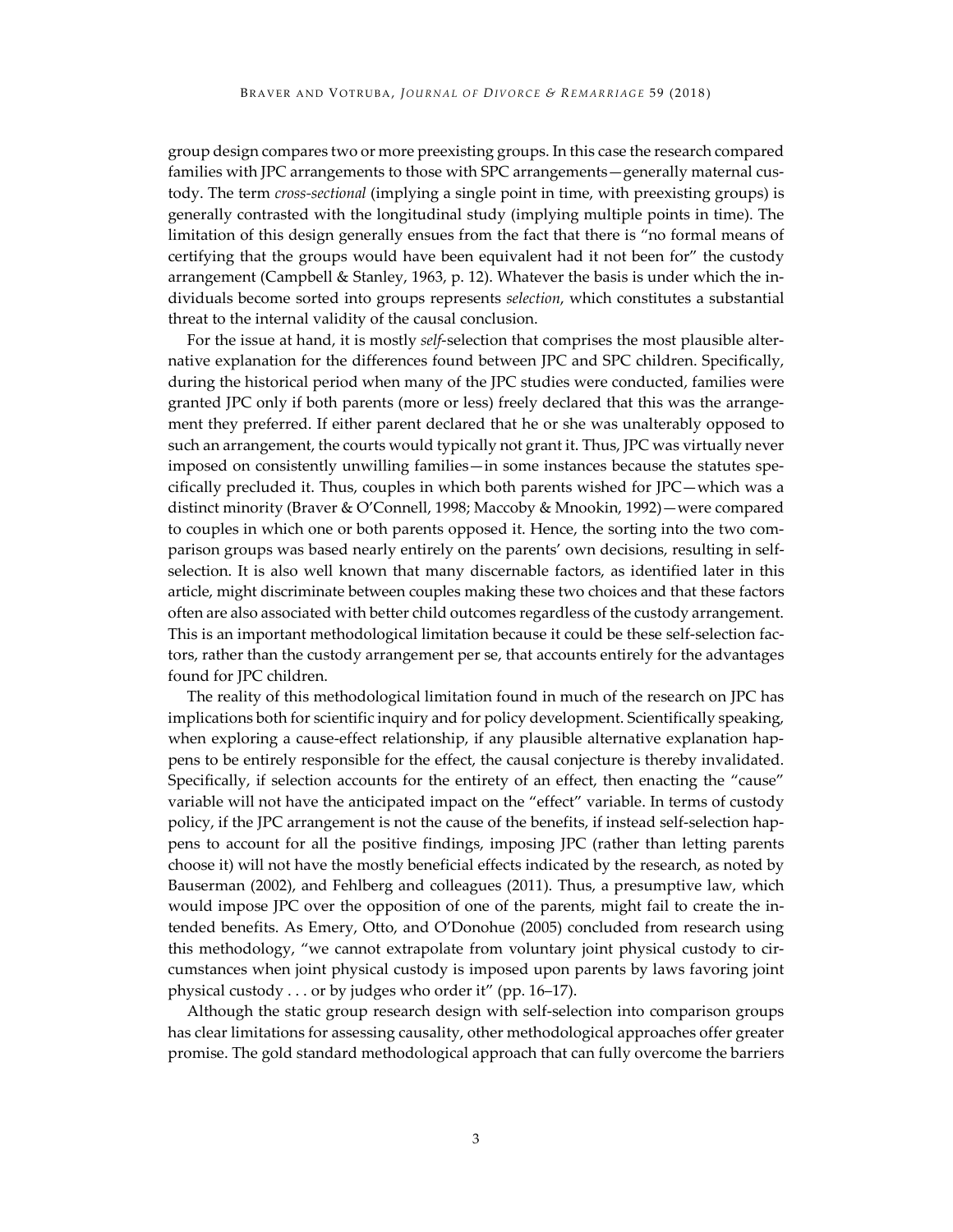group design compares two or more preexisting groups. In this case the research compared families with JPC arrangements to those with SPC arrangements—generally maternal custody. The term *cross-sectional* (implying a single point in time, with preexisting groups) is generally contrasted with the longitudinal study (implying multiple points in time). The limitation of this design generally ensues from the fact that there is "no formal means of certifying that the groups would have been equivalent had it not been for" the custody arrangement (Campbell & Stanley, 1963, p. 12). Whatever the basis is under which the individuals become sorted into groups represents *selection*, which constitutes a substantial threat to the internal validity of the causal conclusion.

For the issue at hand, it is mostly *self*-selection that comprises the most plausible alternative explanation for the differences found between JPC and SPC children. Specifically, during the historical period when many of the JPC studies were conducted, families were granted JPC only if both parents (more or less) freely declared that this was the arrangement they preferred. If either parent declared that he or she was unalterably opposed to such an arrangement, the courts would typically not grant it. Thus, JPC was virtually never imposed on consistently unwilling families—in some instances because the statutes specifically precluded it. Thus, couples in which both parents wished for JPC—which was a distinct minority (Braver & O'Connell, 1998; Maccoby & Mnookin, 1992)—were compared to couples in which one or both parents opposed it. Hence, the sorting into the two comparison groups was based nearly entirely on the parents' own decisions, resulting in self-selection. It is also well known that many discernable factors, as identified later in this article, might discriminate between couples making these two choices and that these factors often are also associated with better child outcomes regardless of the custody arrangement. This is an important methodological limitation because it could be these self-selection factors, rather than the custody arrangement per se, that accounts entirely for the advantages found for JPC children.

The reality of this methodological limitation found in much of the research on JPC has implications both for scientific inquiry and for policy development. Scientifically speaking, when exploring a cause-effect relationship, if any plausible alternative explanation happens to be entirely responsible for the effect, the causal conjecture is thereby invalidated. Specifically, if selection accounts for the entirety of an effect, then enacting the "cause" variable will not have the anticipated impact on the "effect" variable. In terms of custody policy, if the JPC arrangement is not the cause of the benefits, if instead self-selection happens to account for all the positive findings, imposing JPC (rather than letting parents choose it) will not have the mostly beneficial effects indicated by the research, as noted by Bauserman (2002), and Fehlberg and colleagues (2011). Thus, a presumptive law, which would impose JPC over the opposition of one of the parents, might fail to create the intended benefits. As Emery, Otto, and O'Donohue (2005) concluded from research using this methodology, "we cannot extrapolate from voluntary joint physical custody to circumstances when joint physical custody is imposed upon parents by laws favoring joint physical custody . . . or by judges who order it" (pp. 16–17).

Although the static group research design with self-selection into comparison groups has clear limitations for assessing causality, other methodological approaches offer greater promise. The gold standard methodological approach that can fully overcome the barriers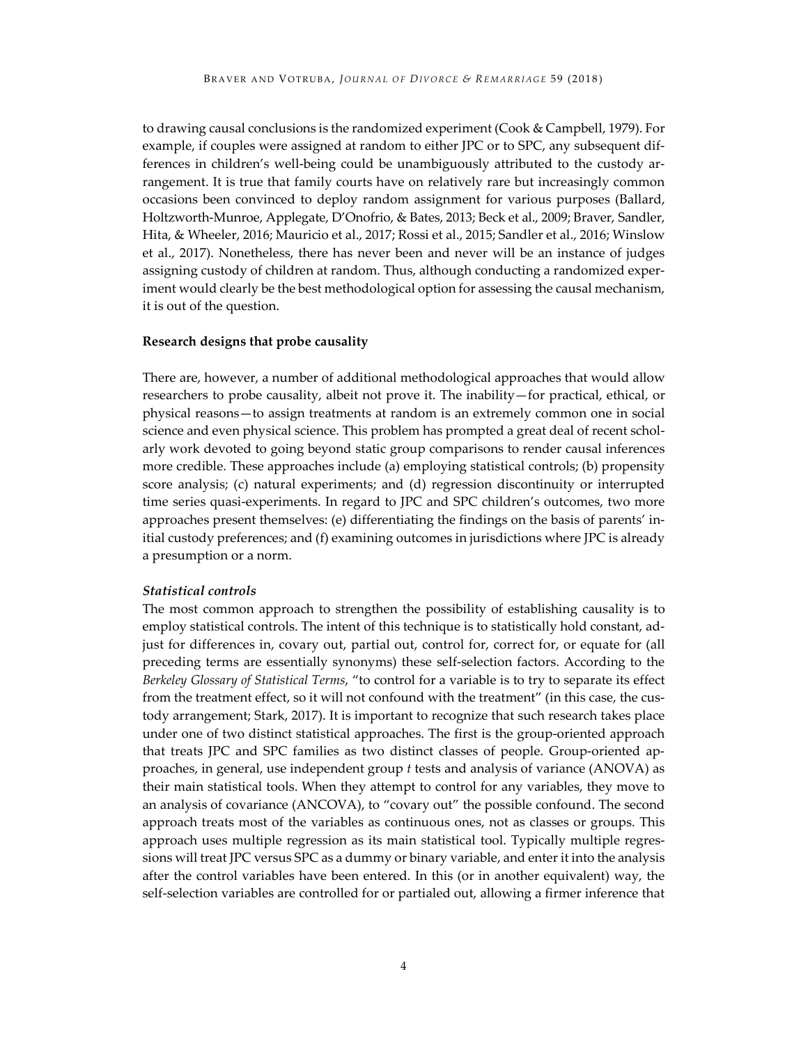to drawing causal conclusions is the randomized experiment (Cook & Campbell, 1979). For example, if couples were assigned at random to either JPC or to SPC, any subsequent differences in children's well-being could be unambiguously attributed to the custody arrangement. It is true that family courts have on relatively rare but increasingly common occasions been convinced to deploy random assignment for various purposes (Ballard, Holtzworth-Munroe, Applegate, D'Onofrio, & Bates, 2013; Beck et al., 2009; Braver, Sandler, Hita, & Wheeler, 2016; Mauricio et al., 2017; Rossi et al., 2015; Sandler et al., 2016; Winslow et al., 2017). Nonetheless, there has never been and never will be an instance of judges assigning custody of children at random. Thus, although conducting a randomized experiment would clearly be the best methodological option for assessing the causal mechanism, it is out of the question.

### Research designs that probe causality

There are, however, a number of additional methodological approaches that would allow researchers to probe causality, albeit not prove it. The inability—for practical, ethical, or physical reasons—to assign treatments at random is an extremely common one in social science and even physical science. This problem has prompted a great deal of recent scholarly work devoted to going beyond static group comparisons to render causal inferences more credible. These approaches include (a) employing statistical controls; (b) propensity score analysis; (c) natural experiments; and (d) regression discontinuity or interrupted time series quasi-experiments. In regard to JPC and SPC children's outcomes, two more approaches present themselves: (e) differentiating the findings on the basis of parents' initial custody preferences; and (f) examining outcomes in jurisdictions where JPC is already a presumption or a norm.

#### *Statistical controls*

The most common approach to strengthen the possibility of establishing causality is to employ statistical controls. The intent of this technique is to statistically hold constant, adjust for differences in, covary out, partial out, control for, correct for, or equate for (all preceding terms are essentially synonyms) these self-selection factors. According to the *Berkeley Glossary of Statistical Terms*, "to control for a variable is to try to separate its effect from the treatment effect, so it will not confound with the treatment" (in this case, the custody arrangement; Stark, 2017). It is important to recognize that such research takes place under one of two distinct statistical approaches. The first is the group-oriented approach that treats JPC and SPC families as two distinct classes of people. Group-oriented approaches, in general, use independent group *t* tests and analysis of variance (ANOVA) as their main statistical tools. When they attempt to control for any variables, they move to an analysis of covariance (ANCOVA), to "covary out" the possible confound. The second approach treats most of the variables as continuous ones, not as classes or groups. This approach uses multiple regression as its main statistical tool. Typically multiple regressions will treat JPC versus SPC as a dummy or binary variable, and enter it into the analysis after the control variables have been entered. In this (or in another equivalent) way, the self-selection variables are controlled for or partialed out, allowing a firmer inference that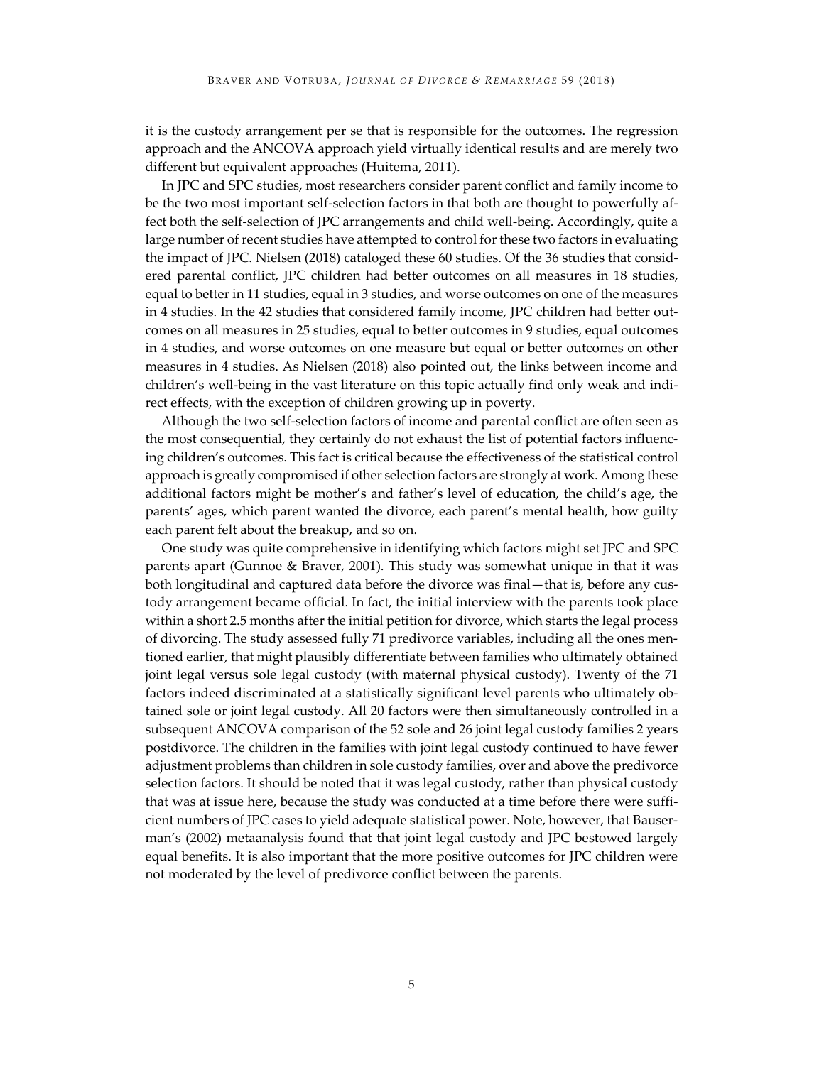it is the custody arrangement per se that is responsible for the outcomes. The regression approach and the ANCOVA approach yield virtually identical results and are merely two different but equivalent approaches (Huitema, 2011).

In JPC and SPC studies, most researchers consider parent conflict and family income to be the two most important self-selection factors in that both are thought to powerfully affect both the self-selection of JPC arrangements and child well-being. Accordingly, quite a large number of recent studies have attempted to control for these two factors in evaluating the impact of JPC. Nielsen (2018) cataloged these 60 studies. Of the 36 studies that considered parental conflict, JPC children had better outcomes on all measures in 18 studies, equal to better in 11 studies, equal in 3 studies, and worse outcomes on one of the measures in 4 studies. In the 42 studies that considered family income, JPC children had better outcomes on all measures in 25 studies, equal to better outcomes in 9 studies, equal outcomes in 4 studies, and worse outcomes on one measure but equal or better outcomes on other measures in 4 studies. As Nielsen (2018) also pointed out, the links between income and children's well-being in the vast literature on this topic actually find only weak and indirect effects, with the exception of children growing up in poverty.

Although the two self-selection factors of income and parental conflict are often seen as the most consequential, they certainly do not exhaust the list of potential factors influencing children's outcomes. This fact is critical because the effectiveness of the statistical control approach is greatly compromised if other selection factors are strongly at work. Among these additional factors might be mother's and father's level of education, the child's age, the parents' ages, which parent wanted the divorce, each parent's mental health, how guilty each parent felt about the breakup, and so on.

One study was quite comprehensive in identifying which factors might set JPC and SPC parents apart (Gunnoe & Braver, 2001). This study was somewhat unique in that it was both longitudinal and captured data before the divorce was final—that is, before any custody arrangement became official. In fact, the initial interview with the parents took place within a short 2.5 months after the initial petition for divorce, which starts the legal process of divorcing. The study assessed fully 71 predivorce variables, including all the ones mentioned earlier, that might plausibly differentiate between families who ultimately obtained joint legal versus sole legal custody (with maternal physical custody). Twenty of the 71 factors indeed discriminated at a statistically significant level parents who ultimately obtained sole or joint legal custody. All 20 factors were then simultaneously controlled in a subsequent ANCOVA comparison of the 52 sole and 26 joint legal custody families 2 years postdivorce. The children in the families with joint legal custody continued to have fewer adjustment problems than children in sole custody families, over and above the predivorce selection factors. It should be noted that it was legal custody, rather than physical custody that was at issue here, because the study was conducted at a time before there were sufficient numbers of JPC cases to yield adequate statistical power. Note, however, that Bauserman's (2002) metaanalysis found that that joint legal custody and JPC bestowed largely equal benefits. It is also important that the more positive outcomes for JPC children were not moderated by the level of predivorce conflict between the parents.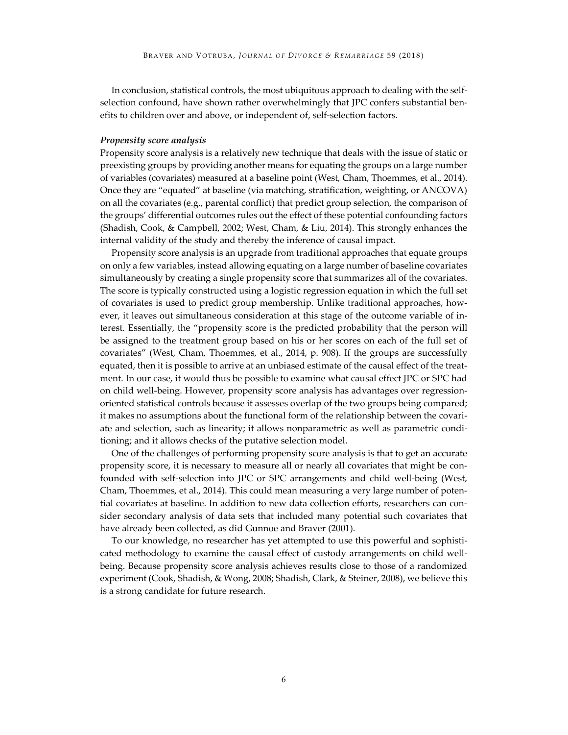In conclusion, statistical controls, the most ubiquitous approach to dealing with the self-selection confound, have shown rather overwhelmingly that JPC confers substantial benefits to children over and above, or independent of, self-selection factors.

### *Propensity score analysis*

Propensity score analysis is a relatively new technique that deals with the issue of static or preexisting groups by providing another means for equating the groups on a large number of variables (covariates) measured at a baseline point (West, Cham, Thoemmes, et al., 2014). Once they are "equated" at baseline (via matching, stratification, weighting, or ANCOVA) on all the covariates (e.g., parental conflict) that predict group selection, the comparison of the groups' differential outcomes rules out the effect of these potential confounding factors (Shadish, Cook, & Campbell, 2002; West, Cham, & Liu, 2014). This strongly enhances the internal validity of the study and thereby the inference of causal impact.

Propensity score analysis is an upgrade from traditional approaches that equate groups on only a few variables, instead allowing equating on a large number of baseline covariates simultaneously by creating a single propensity score that summarizes all of the covariates. The score is typically constructed using a logistic regression equation in which the full set of covariates is used to predict group membership. Unlike traditional approaches, however, it leaves out simultaneous consideration at this stage of the outcome variable of interest. Essentially, the "propensity score is the predicted probability that the person will be assigned to the treatment group based on his or her scores on each of the full set of covariates" (West, Cham, Thoemmes, et al., 2014, p. 908). If the groups are successfully equated, then it is possible to arrive at an unbiased estimate of the causal effect of the treatment. In our case, it would thus be possible to examine what causal effect JPC or SPC had on child well-being. However, propensity score analysis has advantages over regression-oriented statistical controls because it assesses overlap of the two groups being compared; it makes no assumptions about the functional form of the relationship between the covariate and selection, such as linearity; it allows nonparametric as well as parametric conditioning; and it allows checks of the putative selection model.

One of the challenges of performing propensity score analysis is that to get an accurate propensity score, it is necessary to measure all or nearly all covariates that might be confounded with self-selection into JPC or SPC arrangements and child well-being (West, Cham, Thoemmes, et al., 2014). This could mean measuring a very large number of potential covariates at baseline. In addition to new data collection efforts, researchers can consider secondary analysis of data sets that included many potential such covariates that have already been collected, as did Gunnoe and Braver (2001).

To our knowledge, no researcher has yet attempted to use this powerful and sophisticated methodology to examine the causal effect of custody arrangements on child well-being. Because propensity score analysis achieves results close to those of a randomized experiment (Cook, Shadish, & Wong, 2008; Shadish, Clark, & Steiner, 2008), we believe this is a strong candidate for future research.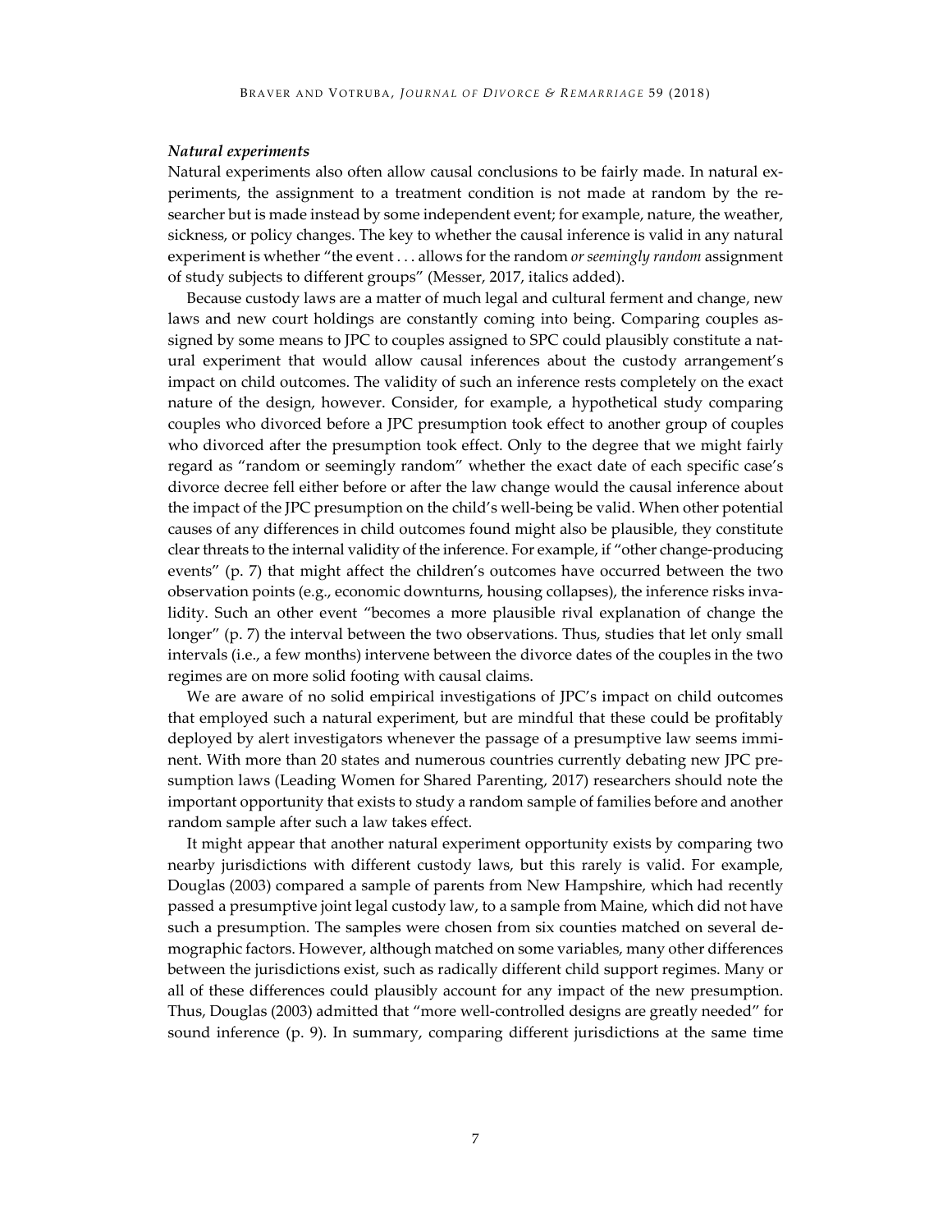### *Natural experiments*

Natural experiments also often allow causal conclusions to be fairly made. In natural experiments, the assignment to a treatment condition is not made at random by the researcher but is made instead by some independent event; for example, nature, the weather, sickness, or policy changes. The key to whether the causal inference is valid in any natural experiment is whether "the event . . . allows for the random *or seemingly random* assignment of study subjects to different groups" (Messer, 2017, italics added).

Because custody laws are a matter of much legal and cultural ferment and change, new laws and new court holdings are constantly coming into being. Comparing couples assigned by some means to JPC to couples assigned to SPC could plausibly constitute a natural experiment that would allow causal inferences about the custody arrangement's impact on child outcomes. The validity of such an inference rests completely on the exact nature of the design, however. Consider, for example, a hypothetical study comparing couples who divorced before a JPC presumption took effect to another group of couples who divorced after the presumption took effect. Only to the degree that we might fairly regard as "random or seemingly random" whether the exact date of each specific case's divorce decree fell either before or after the law change would the causal inference about the impact of the JPC presumption on the child's well-being be valid. When other potential causes of any differences in child outcomes found might also be plausible, they constitute clear threats to the internal validity of the inference. For example, if "other change-producing events" (p. 7) that might affect the children's outcomes have occurred between the two observation points (e.g., economic downturns, housing collapses), the inference risks invalidity. Such an other event "becomes a more plausible rival explanation of change the longer" (p. 7) the interval between the two observations. Thus, studies that let only small intervals (i.e., a few months) intervene between the divorce dates of the couples in the two regimes are on more solid footing with causal claims.

We are aware of no solid empirical investigations of JPC's impact on child outcomes that employed such a natural experiment, but are mindful that these could be profitably deployed by alert investigators whenever the passage of a presumptive law seems imminent. With more than 20 states and numerous countries currently debating new JPC presumption laws (Leading Women for Shared Parenting, 2017) researchers should note the important opportunity that exists to study a random sample of families before and another random sample after such a law takes effect.

It might appear that another natural experiment opportunity exists by comparing two nearby jurisdictions with different custody laws, but this rarely is valid. For example, Douglas (2003) compared a sample of parents from New Hampshire, which had recently passed a presumptive joint legal custody law, to a sample from Maine, which did not have such a presumption. The samples were chosen from six counties matched on several demographic factors. However, although matched on some variables, many other differences between the jurisdictions exist, such as radically different child support regimes. Many or all of these differences could plausibly account for any impact of the new presumption. Thus, Douglas (2003) admitted that "more well-controlled designs are greatly needed" for sound inference (p. 9). In summary, comparing different jurisdictions at the same time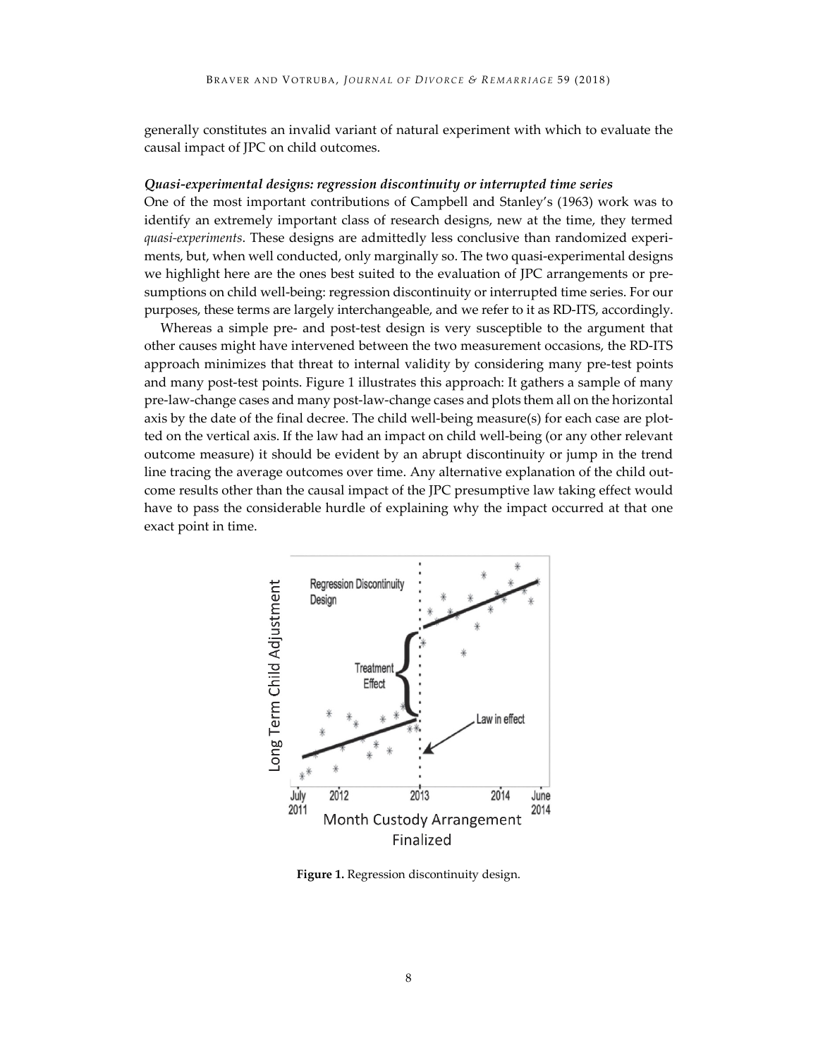generally constitutes an invalid variant of natural experiment with which to evaluate the causal impact of JPC on child outcomes.

### *Quasi-experimental designs: regression discontinuity or interrupted time series*

One of the most important contributions of Campbell and Stanley's (1963) work was to identify an extremely important class of research designs, new at the time, they termed *quasi-experiments*. These designs are admittedly less conclusive than randomized experiments, but, when well conducted, only marginally so. The two quasi-experimental designs we highlight here are the ones best suited to the evaluation of JPC arrangements or presumptions on child well-being: regression discontinuity or interrupted time series. For our purposes, these terms are largely interchangeable, and we refer to it as RD-ITS, accordingly.

Whereas a simple pre- and post-test design is very susceptible to the argument that other causes might have intervened between the two measurement occasions, the RD-ITS approach minimizes that threat to internal validity by considering many pre-test points and many post-test points. Figure 1 illustrates this approach: It gathers a sample of many pre-law-change cases and many post-law-change cases and plots them all on the horizontal axis by the date of the final decree. The child well-being measure(s) for each case are plotted on the vertical axis. If the law had an impact on child well-being (or any other relevant outcome measure) it should be evident by an abrupt discontinuity or jump in the trend line tracing the average outcomes over time. Any alternative explanation of the child outcome results other than the causal impact of the JPC presumptive law taking effect would have to pass the considerable hurdle of explaining why the impact occurred at that one exact point in time.

**Figure 1.** Regression discontinuity design.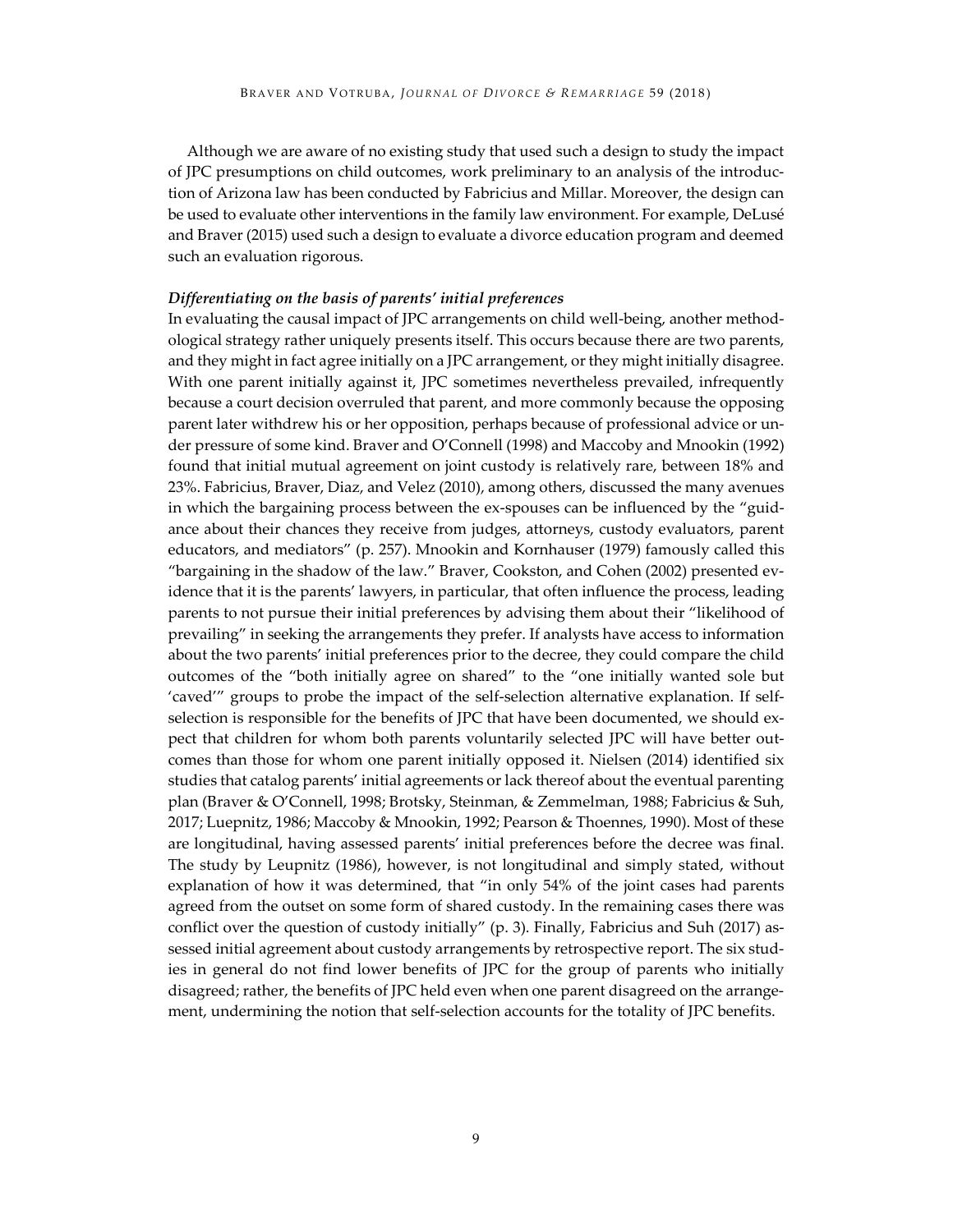Although we are aware of no existing study that used such a design to study the impact of JPC presumptions on child outcomes, work preliminary to an analysis of the introduction of Arizona law has been conducted by Fabricius and Millar. Moreover, the design can be used to evaluate other interventions in the family law environment. For example, DeLusé and Braver (2015) used such a design to evaluate a divorce education program and deemed such an evaluation rigorous.

### *Differentiating on the basis of parents' initial preferences*

In evaluating the causal impact of JPC arrangements on child well-being, another methodological strategy rather uniquely presents itself. This occurs because there are two parents, and they might in fact agree initially on a JPC arrangement, or they might initially disagree. With one parent initially against it, JPC sometimes nevertheless prevailed, infrequently because a court decision overruled that parent, and more commonly because the opposing parent later withdrew his or her opposition, perhaps because of professional advice or under pressure of some kind. Braver and O'Connell (1998) and Maccoby and Mnookin (1992) found that initial mutual agreement on joint custody is relatively rare, between 18% and 23%. Fabricius, Braver, Diaz, and Velez (2010), among others, discussed the many avenues in which the bargaining process between the ex-spouses can be influenced by the "guidance about their chances they receive from judges, attorneys, custody evaluators, parent educators, and mediators" (p. 257). Mnookin and Kornhauser (1979) famously called this "bargaining in the shadow of the law." Braver, Cookston, and Cohen (2002) presented evidence that it is the parents' lawyers, in particular, that often influence the process, leading parents to not pursue their initial preferences by advising them about their "likelihood of prevailing" in seeking the arrangements they prefer. If analysts have access to information about the two parents' initial preferences prior to the decree, they could compare the child outcomes of the "both initially agree on shared" to the "one initially wanted sole but 'caved'" groups to probe the impact of the self-selection alternative explanation. If self-selection is responsible for the benefits of JPC that have been documented, we should expect that children for whom both parents voluntarily selected JPC will have better outcomes than those for whom one parent initially opposed it. Nielsen (2014) identified six studies that catalog parents' initial agreements or lack thereof about the eventual parenting plan (Braver & O'Connell, 1998; Brotsky, Steinman, & Zemmelman, 1988; Fabricius & Suh, 2017; Luepnitz, 1986; Maccoby & Mnookin, 1992; Pearson & Thoennes, 1990). Most of these are longitudinal, having assessed parents' initial preferences before the decree was final. The study by Leupnitz (1986), however, is not longitudinal and simply stated, without explanation of how it was determined, that "in only 54% of the joint cases had parents agreed from the outset on some form of shared custody. In the remaining cases there was conflict over the question of custody initially" (p. 3). Finally, Fabricius and Suh (2017) assessed initial agreement about custody arrangements by retrospective report. The six studies in general do not find lower benefits of JPC for the group of parents who initially disagreed; rather, the benefits of JPC held even when one parent disagreed on the arrangement, undermining the notion that self-selection accounts for the totality of JPC benefits.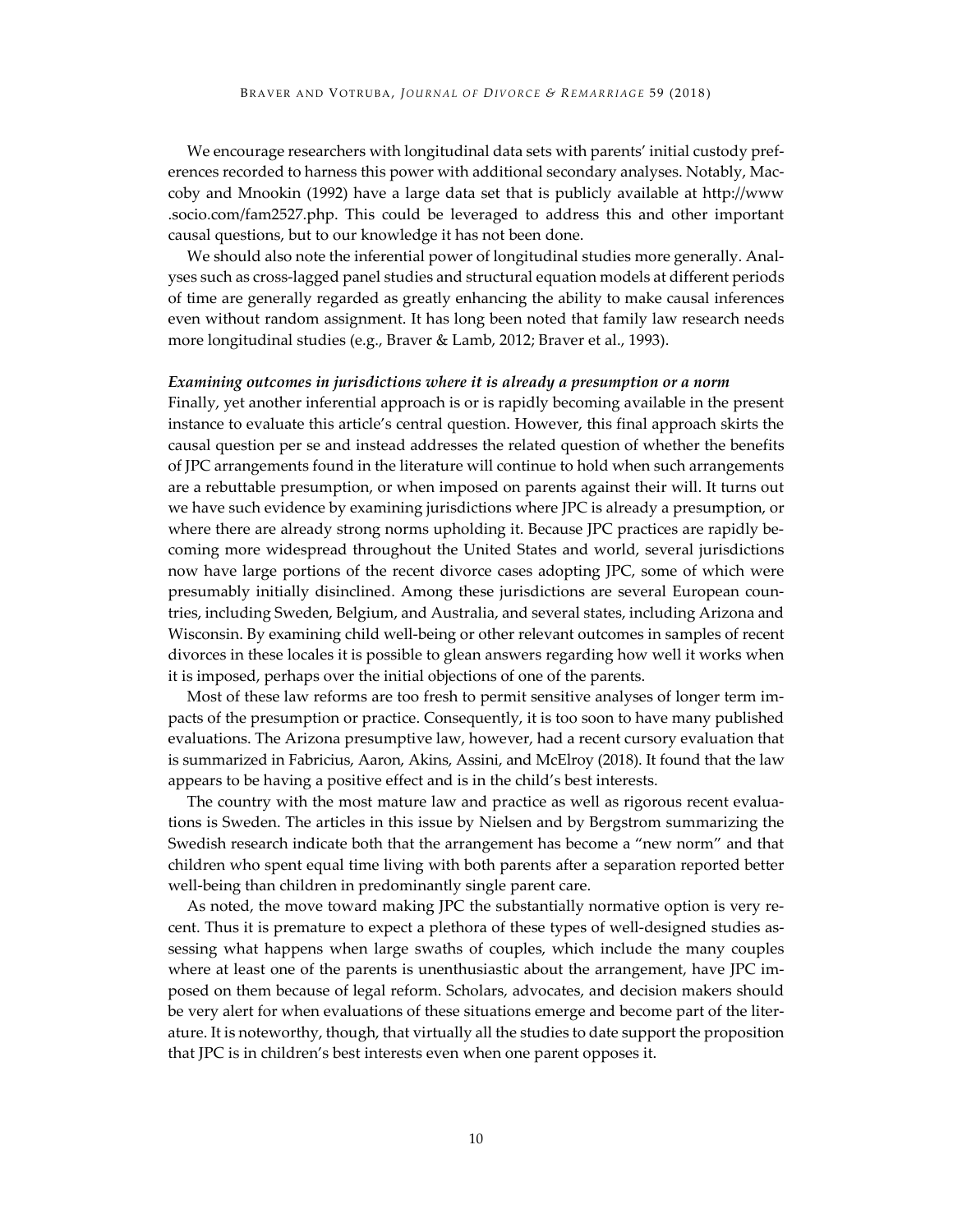We encourage researchers with longitudinal data sets with parents' initial custody preferences recorded to harness this power with additional secondary analyses. Notably, Maccoby and Mnookin (1992) have a large data set that is publicly available at http://www.socio.com/fam2527.php. This could be leveraged to address this and other important causal questions, but to our knowledge it has not been done.

We should also note the inferential power of longitudinal studies more generally. Analyses such as cross-lagged panel studies and structural equation models at different periods of time are generally regarded as greatly enhancing the ability to make causal inferences even without random assignment. It has long been noted that family law research needs more longitudinal studies (e.g., Braver & Lamb, 2012; Braver et al., 1993).

***Examining outcomes in jurisdictions where it is already a presumption or a norm***

Finally, yet another inferential approach is or is rapidly becoming available in the present instance to evaluate this article's central question. However, this final approach skirts the causal question per se and instead addresses the related question of whether the benefits of JPC arrangements found in the literature will continue to hold when such arrangements are a rebuttable presumption, or when imposed on parents against their will. It turns out we have such evidence by examining jurisdictions where JPC is already a presumption, or where there are already strong norms upholding it. Because JPC practices are rapidly becoming more widespread throughout the United States and world, several jurisdictions now have large portions of the recent divorce cases adopting JPC, some of which were presumably initially disinclined. Among these jurisdictions are several European countries, including Sweden, Belgium, and Australia, and several states, including Arizona and Wisconsin. By examining child well-being or other relevant outcomes in samples of recent divorces in these locales it is possible to glean answers regarding how well it works when it is imposed, perhaps over the initial objections of one of the parents.

Most of these law reforms are too fresh to permit sensitive analyses of longer term impacts of the presumption or practice. Consequently, it is too soon to have many published evaluations. The Arizona presumptive law, however, had a recent cursory evaluation that is summarized in Fabricius, Aaron, Akins, Assini, and McElroy (2018). It found that the law appears to be having a positive effect and is in the child's best interests.

The country with the most mature law and practice as well as rigorous recent evaluations is Sweden. The articles in this issue by Nielsen and by Bergstrom summarizing the Swedish research indicate both that the arrangement has become a "new norm" and that children who spent equal time living with both parents after a separation reported better well-being than children in predominantly single parent care.

As noted, the move toward making JPC the substantially normative option is very recent. Thus it is premature to expect a plethora of these types of well-designed studies assessing what happens when large swaths of couples, which include the many couples where at least one of the parents is unenthusiastic about the arrangement, have JPC imposed on them because of legal reform. Scholars, advocates, and decision makers should be very alert for when evaluations of these situations emerge and become part of the literature. It is noteworthy, though, that virtually all the studies to date support the proposition that JPC is in children's best interests even when one parent opposes it.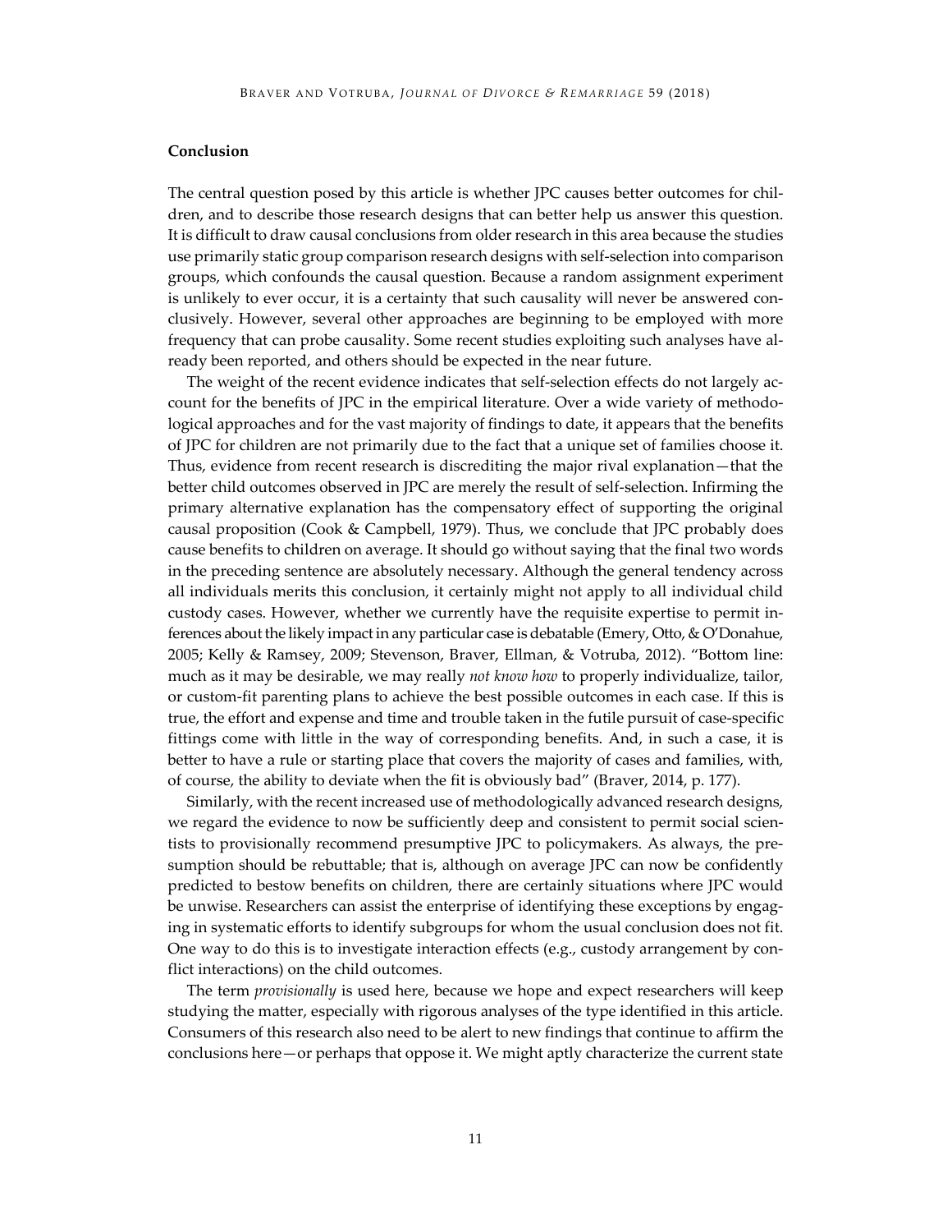## Conclusion

The central question posed by this article is whether JPC causes better outcomes for children, and to describe those research designs that can better help us answer this question. It is difficult to draw causal conclusions from older research in this area because the studies use primarily static group comparison research designs with self-selection into comparison groups, which confounds the causal question. Because a random assignment experiment is unlikely to ever occur, it is a certainty that such causality will never be answered conclusively. However, several other approaches are beginning to be employed with more frequency that can probe causality. Some recent studies exploiting such analyses have already been reported, and others should be expected in the near future.

The weight of the recent evidence indicates that self-selection effects do not largely account for the benefits of JPC in the empirical literature. Over a wide variety of methodological approaches and for the vast majority of findings to date, it appears that the benefits of JPC for children are not primarily due to the fact that a unique set of families choose it. Thus, evidence from recent research is discrediting the major rival explanation—that the better child outcomes observed in JPC are merely the result of self-selection. Infirming the primary alternative explanation has the compensatory effect of supporting the original causal proposition (Cook & Campbell, 1979). Thus, we conclude that JPC probably does cause benefits to children on average. It should go without saying that the final two words in the preceding sentence are absolutely necessary. Although the general tendency across all individuals merits this conclusion, it certainly might not apply to all individual child custody cases. However, whether we currently have the requisite expertise to permit inferences about the likely impact in any particular case is debatable (Emery, Otto, & O'Donahue, 2005; Kelly & Ramsey, 2009; Stevenson, Braver, Ellman, & Votruba, 2012). "Bottom line: much as it may be desirable, we may really *not know how* to properly individualize, tailor, or custom-fit parenting plans to achieve the best possible outcomes in each case. If this is true, the effort and expense and time and trouble taken in the futile pursuit of case-specific fittings come with little in the way of corresponding benefits. And, in such a case, it is better to have a rule or starting place that covers the majority of cases and families, with, of course, the ability to deviate when the fit is obviously bad" (Braver, 2014, p. 177).

Similarly, with the recent increased use of methodologically advanced research designs, we regard the evidence to now be sufficiently deep and consistent to permit social scientists to provisionally recommend presumptive JPC to policymakers. As always, the presumption should be rebuttable; that is, although on average JPC can now be confidently predicted to bestow benefits on children, there are certainly situations where JPC would be unwise. Researchers can assist the enterprise of identifying these exceptions by engaging in systematic efforts to identify subgroups for whom the usual conclusion does not fit. One way to do this is to investigate interaction effects (e.g., custody arrangement by conflict interactions) on the child outcomes.

The term *provisionally* is used here, because we hope and expect researchers will keep studying the matter, especially with rigorous analyses of the type identified in this article. Consumers of this research also need to be alert to new findings that continue to affirm the conclusions here—or perhaps that oppose it. We might aptly characterize the current state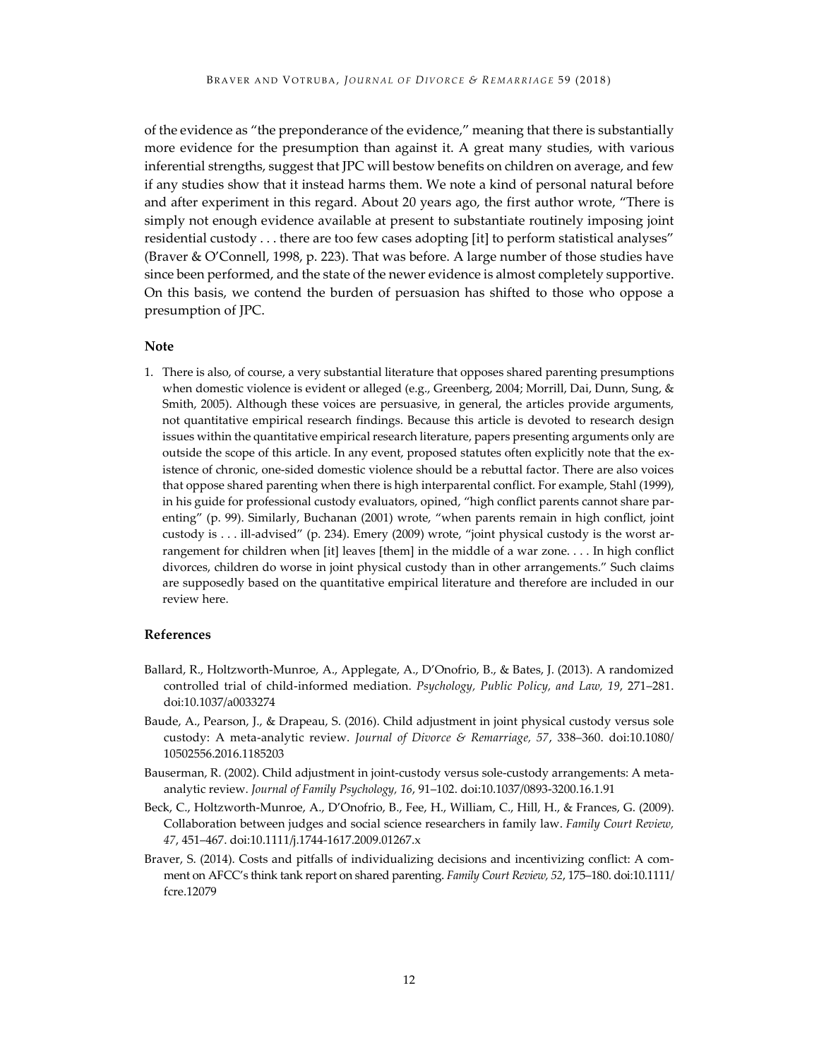of the evidence as "the preponderance of the evidence," meaning that there is substantially more evidence for the presumption than against it. A great many studies, with various inferential strengths, suggest that JPC will bestow benefits on children on average, and few if any studies show that it instead harms them. We note a kind of personal natural before and after experiment in this regard. About 20 years ago, the first author wrote, "There is simply not enough evidence available at present to substantiate routinely imposing joint residential custody . . . there are too few cases adopting [it] to perform statistical analyses" (Braver & O'Connell, 1998, p. 223). That was before. A large number of those studies have since been performed, and the state of the newer evidence is almost completely supportive. On this basis, we contend the burden of persuasion has shifted to those who oppose a presumption of JPC.

### Note

1. There is also, of course, a very substantial literature that opposes shared parenting presumptions when domestic violence is evident or alleged (e.g., Greenberg, 2004; Morrill, Dai, Dunn, Sung, & Smith, 2005). Although these voices are persuasive, in general, the articles provide arguments, not quantitative empirical research findings. Because this article is devoted to research design issues within the quantitative empirical research literature, papers presenting arguments only are outside the scope of this article. In any event, proposed statutes often explicitly note that the existence of chronic, one-sided domestic violence should be a rebuttal factor. There are also voices that oppose shared parenting when there is high interparental conflict. For example, Stahl (1999), in his guide for professional custody evaluators, opined, "high conflict parents cannot share parenting" (p. 99). Similarly, Buchanan (2001) wrote, "when parents remain in high conflict, joint custody is . . . ill-advised" (p. 234). Emery (2009) wrote, "joint physical custody is the worst arrangement for children when [it] leaves [them] in the middle of a war zone. . . . In high conflict divorces, children do worse in joint physical custody than in other arrangements." Such claims are supposedly based on the quantitative empirical literature and therefore are included in our review here.

### References

Ballard, R., Holtzworth-Munroe, A., Applegate, A., D'Onofrio, B., & Bates, J. (2013). A randomized controlled trial of child-informed mediation. *Psychology, Public Policy, and Law, 19*, 271–281. doi:10.1037/a0033274

Baude, A., Pearson, J., & Drapeau, S. (2016). Child adjustment in joint physical custody versus sole custody: A meta-analytic review. *Journal of Divorce & Remarriage, 57*, 338–360. doi:10.1080/10502556.2016.1185203

Bauserman, R. (2002). Child adjustment in joint-custody versus sole-custody arrangements: A meta-analytic review. *Journal of Family Psychology, 16*, 91–102. doi:10.1037/0893-3200.16.1.91

Beck, C., Holtzworth-Munroe, A., D'Onofrio, B., Fee, H., William, C., Hill, H., & Frances, G. (2009). Collaboration between judges and social science researchers in family law. *Family Court Review, 47*, 451–467. doi:10.1111/j.1744-1617.2009.01267.x

Braver, S. (2014). Costs and pitfalls of individualizing decisions and incentivizing conflict: A comment on AFCC's think tank report on shared parenting. *Family Court Review, 52*, 175–180. doi:10.1111/fcre.12079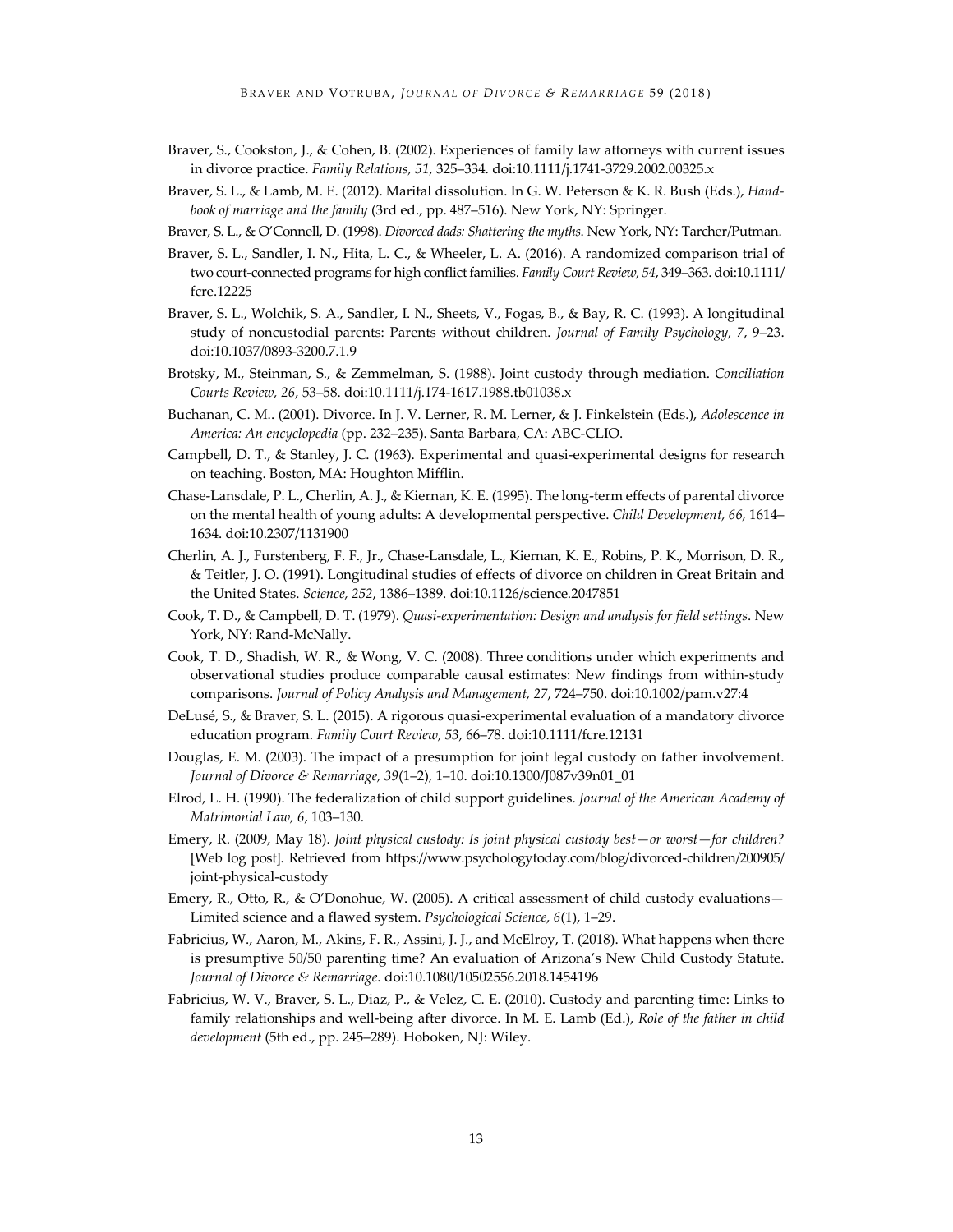Braver, S., Cookston, J., & Cohen, B. (2002). Experiences of family law attorneys with current issues in divorce practice. *Family Relations, 51*, 325–334. doi:10.1111/j.1741-3729.2002.00325.x

Braver, S. L., & Lamb, M. E. (2012). Marital dissolution. In G. W. Peterson & K. R. Bush (Eds.), *Handbook of marriage and the family* (3rd ed., pp. 487–516). New York, NY: Springer.

Braver, S. L., & O'Connell, D. (1998). *Divorced dads: Shattering the myths*. New York, NY: Tarcher/Putman.

Braver, S. L., Sandler, I. N., Hita, L. C., & Wheeler, L. A. (2016). A randomized comparison trial of two court-connected programs for high conflict families. *Family Court Review, 54*, 349–363. doi:10.1111/fcre.12225

Braver, S. L., Wolchik, S. A., Sandler, I. N., Sheets, V., Fogas, B., & Bay, R. C. (1993). A longitudinal study of noncustodial parents: Parents without children. *Journal of Family Psychology, 7*, 9–23. doi:10.1037/0893-3200.7.1.9

Brotsky, M., Steinman, S., & Zemmelman, S. (1988). Joint custody through mediation. *Conciliation Courts Review, 26*, 53–58. doi:10.1111/j.174-1617.1988.tb01038.x

Buchanan, C. M.. (2001). Divorce. In J. V. Lerner, R. M. Lerner, & J. Finkelstein (Eds.), *Adolescence in America: An encyclopedia* (pp. 232–235). Santa Barbara, CA: ABC-CLIO.

Campbell, D. T., & Stanley, J. C. (1963). Experimental and quasi-experimental designs for research on teaching. Boston, MA: Houghton Mifflin.

Chase-Lansdale, P. L., Cherlin, A. J., & Kiernan, K. E. (1995). The long-term effects of parental divorce on the mental health of young adults: A developmental perspective. *Child Development, 66,* 1614–1634. doi:10.2307/1131900

Cherlin, A. J., Furstenberg, F. F., Jr., Chase-Lansdale, L., Kiernan, K. E., Robins, P. K., Morrison, D. R., & Teitler, J. O. (1991). Longitudinal studies of effects of divorce on children in Great Britain and the United States. *Science, 252*, 1386–1389. doi:10.1126/science.2047851

Cook, T. D., & Campbell, D. T. (1979). *Quasi-experimentation: Design and analysis for field settings*. New York, NY: Rand-McNally.

Cook, T. D., Shadish, W. R., & Wong, V. C. (2008). Three conditions under which experiments and observational studies produce comparable causal estimates: New findings from within-study comparisons. *Journal of Policy Analysis and Management, 27*, 724–750. doi:10.1002/pam.v27:4

DeLusé, S., & Braver, S. L. (2015). A rigorous quasi-experimental evaluation of a mandatory divorce education program. *Family Court Review, 53*, 66–78. doi:10.1111/fcre.12131

Douglas, E. M. (2003). The impact of a presumption for joint legal custody on father involvement. *Journal of Divorce & Remarriage, 39*(1–2), 1–10. doi:10.1300/J087v39n01_01

Elrod, L. H. (1990). The federalization of child support guidelines. *Journal of the American Academy of Matrimonial Law, 6*, 103–130.

Emery, R. (2009, May 18). *Joint physical custody: Is joint physical custody best—or worst—for children?* [Web log post]. Retrieved from https://www.psychologytoday.com/blog/divorced-children/200905/joint-physical-custody

Emery, R., Otto, R., & O'Donohue, W. (2005). A critical assessment of child custody evaluations—Limited science and a flawed system. *Psychological Science, 6*(1), 1–29.

Fabricius, W., Aaron, M., Akins, F. R., Assini, J. J., and McElroy, T. (2018). What happens when there is presumptive 50/50 parenting time? An evaluation of Arizona's New Child Custody Statute. *Journal of Divorce & Remarriage*. doi:10.1080/10502556.2018.1454196

Fabricius, W. V., Braver, S. L., Diaz, P., & Velez, C. E. (2010). Custody and parenting time: Links to family relationships and well-being after divorce. In M. E. Lamb (Ed.), *Role of the father in child development* (5th ed., pp. 245–289). Hoboken, NJ: Wiley.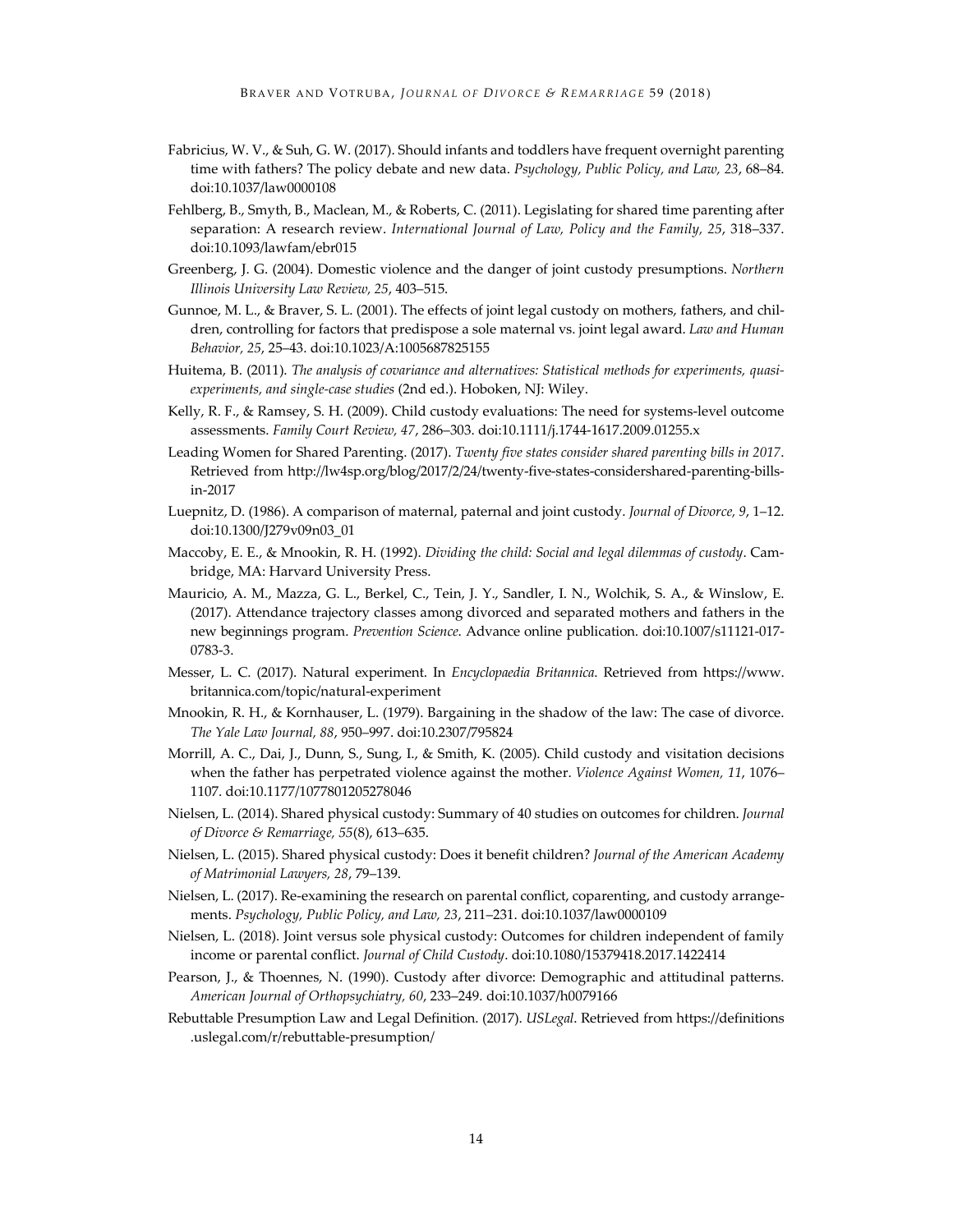Fabricius, W. V., & Suh, G. W. (2017). Should infants and toddlers have frequent overnight parenting time with fathers? The policy debate and new data. *Psychology, Public Policy, and Law, 23*, 68–84. doi:10.1037/law0000108

Fehlberg, B., Smyth, B., Maclean, M., & Roberts, C. (2011). Legislating for shared time parenting after separation: A research review. *International Journal of Law, Policy and the Family, 25*, 318–337. doi:10.1093/lawfam/ebr015

Greenberg, J. G. (2004). Domestic violence and the danger of joint custody presumptions. *Northern Illinois University Law Review, 25*, 403–515.

Gunnoe, M. L., & Braver, S. L. (2001). The effects of joint legal custody on mothers, fathers, and children, controlling for factors that predispose a sole maternal vs. joint legal award. *Law and Human Behavior, 25*, 25–43. doi:10.1023/A:1005687825155

Huitema, B. (2011). *The analysis of covariance and alternatives: Statistical methods for experiments, quasi-experiments, and single-case studies* (2nd ed.). Hoboken, NJ: Wiley.

Kelly, R. F., & Ramsey, S. H. (2009). Child custody evaluations: The need for systems-level outcome assessments. *Family Court Review, 47*, 286–303. doi:10.1111/j.1744-1617.2009.01255.x

Leading Women for Shared Parenting. (2017). *Twenty five states consider shared parenting bills in 2017*. Retrieved from http://lw4sp.org/blog/2017/2/24/twenty-five-states-considershared-parenting-bills-in-2017

Luepnitz, D. (1986). A comparison of maternal, paternal and joint custody. *Journal of Divorce, 9*, 1–12. doi:10.1300/J279v09n03_01

Maccoby, E. E., & Mnookin, R. H. (1992). *Dividing the child: Social and legal dilemmas of custody*. Cambridge, MA: Harvard University Press.

Mauricio, A. M., Mazza, G. L., Berkel, C., Tein, J. Y., Sandler, I. N., Wolchik, S. A., & Winslow, E. (2017). Attendance trajectory classes among divorced and separated mothers and fathers in the new beginnings program. *Prevention Science.* Advance online publication. doi:10.1007/s11121-017-0783-3.

Messer, L. C. (2017). Natural experiment. In *Encyclopaedia Britannica*. Retrieved from https://www.britannica.com/topic/natural-experiment

Mnookin, R. H., & Kornhauser, L. (1979). Bargaining in the shadow of the law: The case of divorce. *The Yale Law Journal, 88*, 950–997. doi:10.2307/795824

Morrill, A. C., Dai, J., Dunn, S., Sung, I., & Smith, K. (2005). Child custody and visitation decisions when the father has perpetrated violence against the mother. *Violence Against Women, 11*, 1076–1107. doi:10.1177/1077801205278046

Nielsen, L. (2014). Shared physical custody: Summary of 40 studies on outcomes for children. *Journal of Divorce & Remarriage, 55*(8), 613–635.

Nielsen, L. (2015). Shared physical custody: Does it benefit children? *Journal of the American Academy of Matrimonial Lawyers, 28*, 79–139.

Nielsen, L. (2017). Re-examining the research on parental conflict, coparenting, and custody arrangements. *Psychology, Public Policy, and Law, 23*, 211–231. doi:10.1037/law0000109

Nielsen, L. (2018). Joint versus sole physical custody: Outcomes for children independent of family income or parental conflict. *Journal of Child Custody*. doi:10.1080/15379418.2017.1422414

Pearson, J., & Thoennes, N. (1990). Custody after divorce: Demographic and attitudinal patterns. *American Journal of Orthopsychiatry, 60*, 233–249. doi:10.1037/h0079166

Rebuttable Presumption Law and Legal Definition. (2017). *USLegal*. Retrieved from https://definitions.uslegal.com/r/rebuttable-presumption/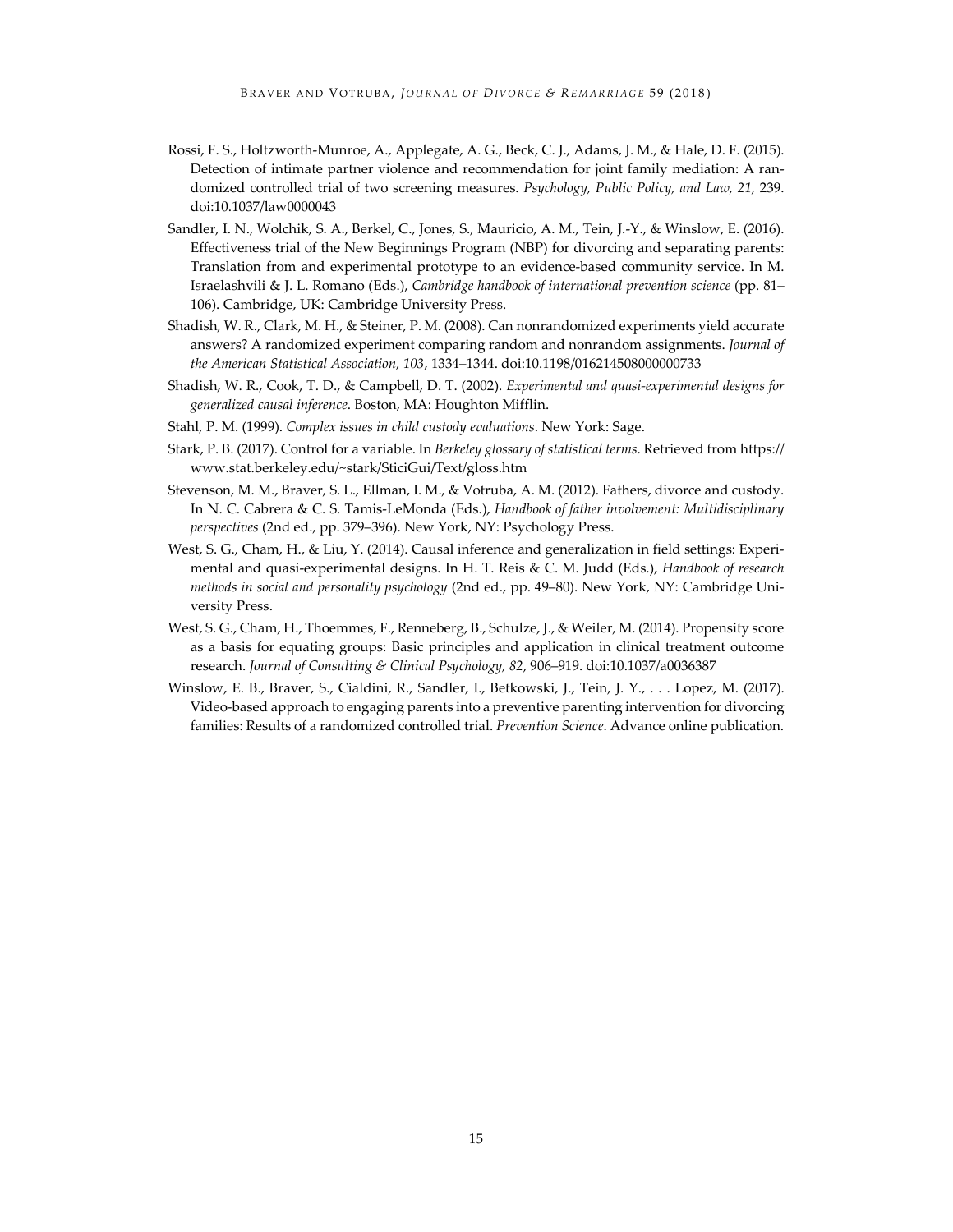Rossi, F. S., Holtzworth-Munroe, A., Applegate, A. G., Beck, C. J., Adams, J. M., & Hale, D. F. (2015). Detection of intimate partner violence and recommendation for joint family mediation: A randomized controlled trial of two screening measures. *Psychology, Public Policy, and Law, 21*, 239. doi:10.1037/law0000043

Sandler, I. N., Wolchik, S. A., Berkel, C., Jones, S., Mauricio, A. M., Tein, J.-Y., & Winslow, E. (2016). Effectiveness trial of the New Beginnings Program (NBP) for divorcing and separating parents: Translation from and experimental prototype to an evidence-based community service. In M. Israelashvili & J. L. Romano (Eds.), *Cambridge handbook of international prevention science* (pp. 81–106). Cambridge, UK: Cambridge University Press.

Shadish, W. R., Clark, M. H., & Steiner, P. M. (2008). Can nonrandomized experiments yield accurate answers? A randomized experiment comparing random and nonrandom assignments. *Journal of the American Statistical Association, 103*, 1334–1344. doi:10.1198/016214508000000733

Shadish, W. R., Cook, T. D., & Campbell, D. T. (2002). *Experimental and quasi-experimental designs for generalized causal inference*. Boston, MA: Houghton Mifflin.

Stahl, P. M. (1999). *Complex issues in child custody evaluations*. New York: Sage.

Stark, P. B. (2017). Control for a variable. In *Berkeley glossary of statistical terms*. Retrieved from https://www.stat.berkeley.edu/~stark/SticiGui/Text/gloss.htm

Stevenson, M. M., Braver, S. L., Ellman, I. M., & Votruba, A. M. (2012). Fathers, divorce and custody. In N. C. Cabrera & C. S. Tamis-LeMonda (Eds.), *Handbook of father involvement: Multidisciplinary perspectives* (2nd ed., pp. 379–396). New York, NY: Psychology Press.

West, S. G., Cham, H., & Liu, Y. (2014). Causal inference and generalization in field settings: Experimental and quasi-experimental designs. In H. T. Reis & C. M. Judd (Eds.), *Handbook of research methods in social and personality psychology* (2nd ed., pp. 49–80). New York, NY: Cambridge University Press.

West, S. G., Cham, H., Thoemmes, F., Renneberg, B., Schulze, J., & Weiler, M. (2014). Propensity score as a basis for equating groups: Basic principles and application in clinical treatment outcome research. *Journal of Consulting & Clinical Psychology, 82*, 906–919. doi:10.1037/a0036387

Winslow, E. B., Braver, S., Cialdini, R., Sandler, I., Betkowski, J., Tein, J. Y., . . . Lopez, M. (2017). Video-based approach to engaging parents into a preventive parenting intervention for divorcing families: Results of a randomized controlled trial. *Prevention Science*. Advance online publication.